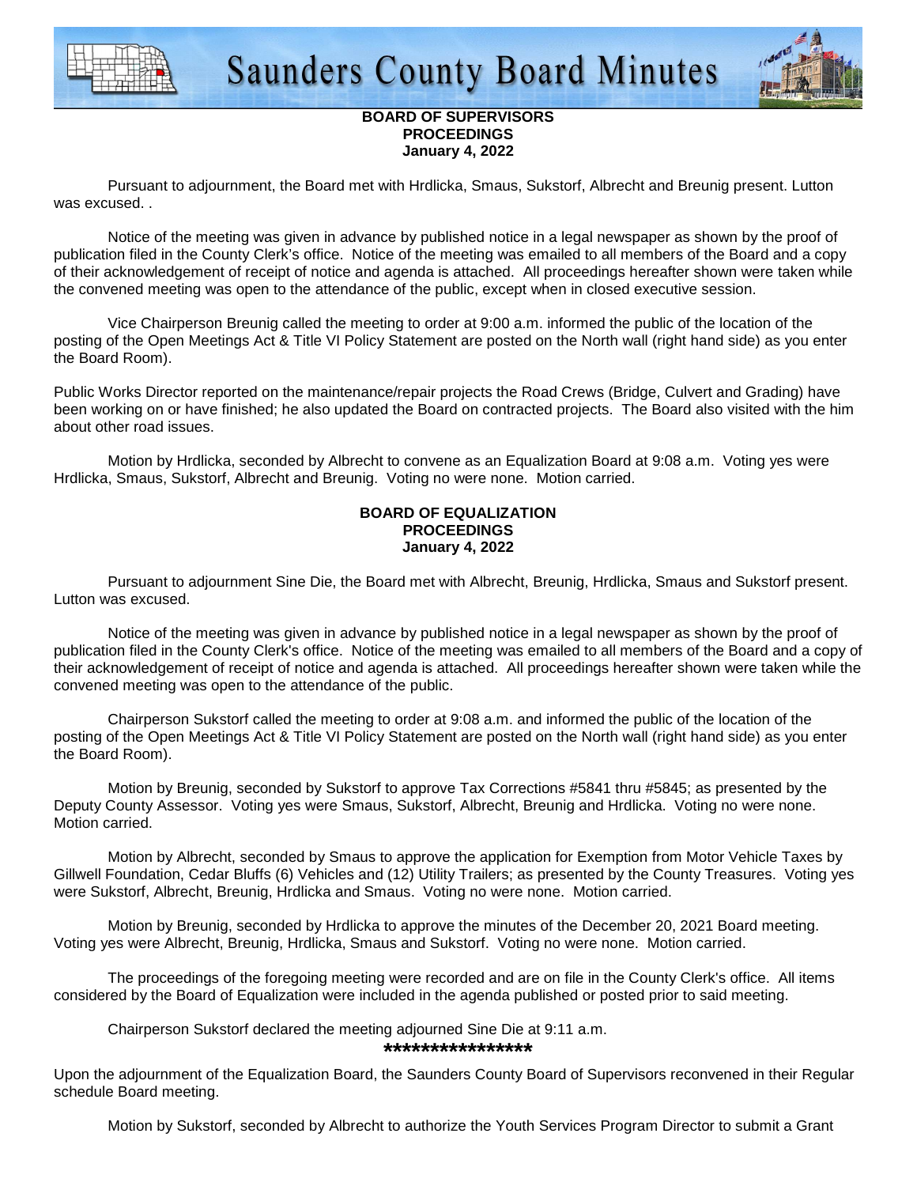# Saunders County Board Minutes

**BOARD OF SUPERVISORS**
**PROCEEDINGS**
**January 4, 2022**

Pursuant to adjournment, the Board met with Hrdlicka, Smaus, Sukstorf, Albrecht and Breunig present. Lutton was excused. .

Notice of the meeting was given in advance by published notice in a legal newspaper as shown by the proof of publication filed in the County Clerk's office. Notice of the meeting was emailed to all members of the Board and a copy of their acknowledgement of receipt of notice and agenda is attached. All proceedings hereafter shown were taken while the convened meeting was open to the attendance of the public, except when in closed executive session.

Vice Chairperson Breunig called the meeting to order at 9:00 a.m. informed the public of the location of the posting of the Open Meetings Act & Title VI Policy Statement are posted on the North wall (right hand side) as you enter the Board Room).

Public Works Director reported on the maintenance/repair projects the Road Crews (Bridge, Culvert and Grading) have been working on or have finished; he also updated the Board on contracted projects. The Board also visited with the him about other road issues.

Motion by Hrdlicka, seconded by Albrecht to convene as an Equalization Board at 9:08 a.m. Voting yes were Hrdlicka, Smaus, Sukstorf, Albrecht and Breunig. Voting no were none. Motion carried.

**BOARD OF EQUALIZATION**
**PROCEEDINGS**
**January 4, 2022**

Pursuant to adjournment Sine Die, the Board met with Albrecht, Breunig, Hrdlicka, Smaus and Sukstorf present. Lutton was excused.

Notice of the meeting was given in advance by published notice in a legal newspaper as shown by the proof of publication filed in the County Clerk's office. Notice of the meeting was emailed to all members of the Board and a copy of their acknowledgement of receipt of notice and agenda is attached. All proceedings hereafter shown were taken while the convened meeting was open to the attendance of the public.

Chairperson Sukstorf called the meeting to order at 9:08 a.m. and informed the public of the location of the posting of the Open Meetings Act & Title VI Policy Statement are posted on the North wall (right hand side) as you enter the Board Room).

Motion by Breunig, seconded by Sukstorf to approve Tax Corrections #5841 thru #5845; as presented by the Deputy County Assessor. Voting yes were Smaus, Sukstorf, Albrecht, Breunig and Hrdlicka. Voting no were none. Motion carried.

Motion by Albrecht, seconded by Smaus to approve the application for Exemption from Motor Vehicle Taxes by Gillwell Foundation, Cedar Bluffs (6) Vehicles and (12) Utility Trailers; as presented by the County Treasures. Voting yes were Sukstorf, Albrecht, Breunig, Hrdlicka and Smaus. Voting no were none. Motion carried.

Motion by Breunig, seconded by Hrdlicka to approve the minutes of the December 20, 2021 Board meeting. Voting yes were Albrecht, Breunig, Hrdlicka, Smaus and Sukstorf. Voting no were none. Motion carried.

The proceedings of the foregoing meeting were recorded and are on file in the County Clerk's office. All items considered by the Board of Equalization were included in the agenda published or posted prior to said meeting.

Chairperson Sukstorf declared the meeting adjourned Sine Die at 9:11 a.m.

****************

Upon the adjournment of the Equalization Board, the Saunders County Board of Supervisors reconvened in their Regular schedule Board meeting.

Motion by Sukstorf, seconded by Albrecht to authorize the Youth Services Program Director to submit a Grant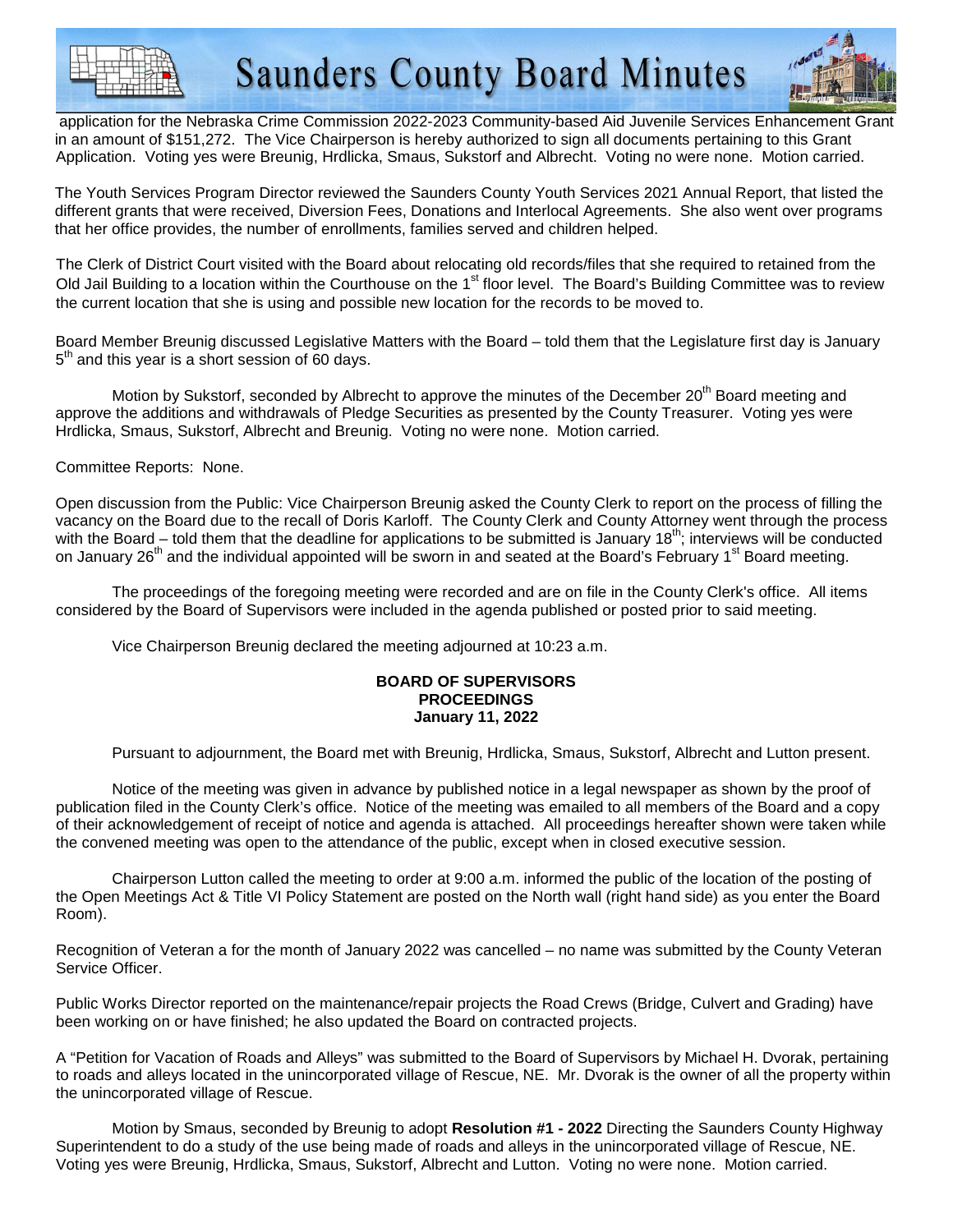application for the Nebraska Crime Commission 2022-2023 Community-based Aid Juvenile Services Enhancement Grant in an amount of $151,272. The Vice Chairperson is hereby authorized to sign all documents pertaining to this Grant Application. Voting yes were Breunig, Hrdlicka, Smaus, Sukstorf and Albrecht. Voting no were none. Motion carried.

The Youth Services Program Director reviewed the Saunders County Youth Services 2021 Annual Report, that listed the different grants that were received, Diversion Fees, Donations and Interlocal Agreements. She also went over programs that her office provides, the number of enrollments, families served and children helped.

The Clerk of District Court visited with the Board about relocating old records/files that she required to retained from the Old Jail Building to a location within the Courthouse on the 1st floor level. The Board's Building Committee was to review the current location that she is using and possible new location for the records to be moved to.

Board Member Breunig discussed Legislative Matters with the Board – told them that the Legislature first day is January 5th and this year is a short session of 60 days.

Motion by Sukstorf, seconded by Albrecht to approve the minutes of the December 20th Board meeting and approve the additions and withdrawals of Pledge Securities as presented by the County Treasurer. Voting yes were Hrdlicka, Smaus, Sukstorf, Albrecht and Breunig. Voting no were none. Motion carried.

Committee Reports: None.

Open discussion from the Public: Vice Chairperson Breunig asked the County Clerk to report on the process of filling the vacancy on the Board due to the recall of Doris Karloff. The County Clerk and County Attorney went through the process with the Board – told them that the deadline for applications to be submitted is January 18th; interviews will be conducted on January 26th and the individual appointed will be sworn in and seated at the Board's February 1st Board meeting.

The proceedings of the foregoing meeting were recorded and are on file in the County Clerk's office. All items considered by the Board of Supervisors were included in the agenda published or posted prior to said meeting.

Vice Chairperson Breunig declared the meeting adjourned at 10:23 a.m.

**BOARD OF SUPERVISORS**
**PROCEEDINGS**
**January 11, 2022**

Pursuant to adjournment, the Board met with Breunig, Hrdlicka, Smaus, Sukstorf, Albrecht and Lutton present.

Notice of the meeting was given in advance by published notice in a legal newspaper as shown by the proof of publication filed in the County Clerk's office. Notice of the meeting was emailed to all members of the Board and a copy of their acknowledgement of receipt of notice and agenda is attached. All proceedings hereafter shown were taken while the convened meeting was open to the attendance of the public, except when in closed executive session.

Chairperson Lutton called the meeting to order at 9:00 a.m. informed the public of the location of the posting of the Open Meetings Act & Title VI Policy Statement are posted on the North wall (right hand side) as you enter the Board Room).

Recognition of Veteran a for the month of January 2022 was cancelled – no name was submitted by the County Veteran Service Officer.

Public Works Director reported on the maintenance/repair projects the Road Crews (Bridge, Culvert and Grading) have been working on or have finished; he also updated the Board on contracted projects.

A "Petition for Vacation of Roads and Alleys" was submitted to the Board of Supervisors by Michael H. Dvorak, pertaining to roads and alleys located in the unincorporated village of Rescue, NE. Mr. Dvorak is the owner of all the property within the unincorporated village of Rescue.

Motion by Smaus, seconded by Breunig to adopt **Resolution #1 - 2022** Directing the Saunders County Highway Superintendent to do a study of the use being made of roads and alleys in the unincorporated village of Rescue, NE. Voting yes were Breunig, Hrdlicka, Smaus, Sukstorf, Albrecht and Lutton. Voting no were none. Motion carried.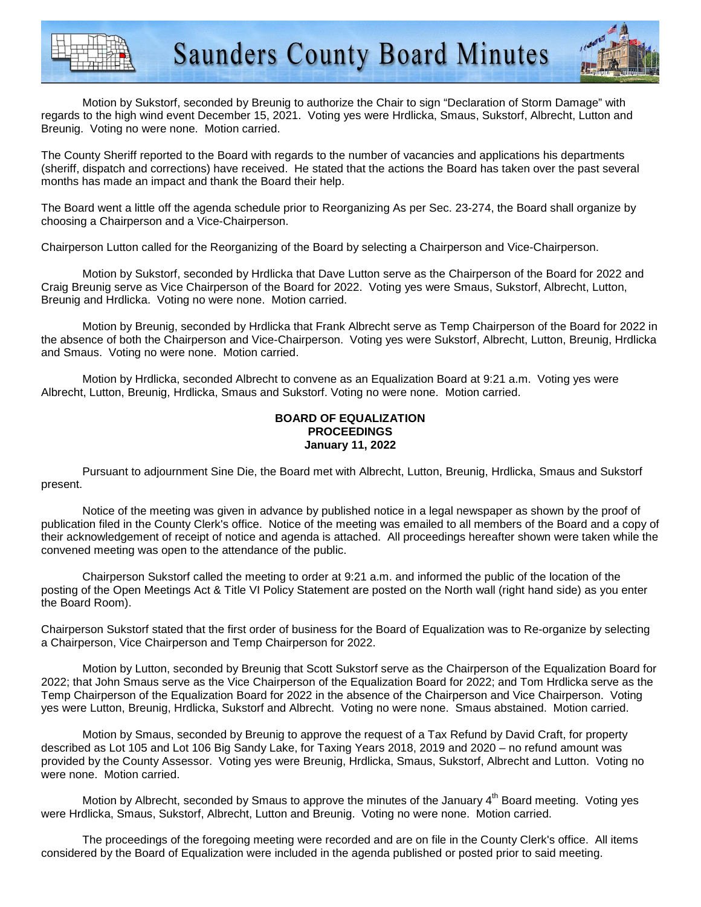Motion by Sukstorf, seconded by Breunig to authorize the Chair to sign "Declaration of Storm Damage" with regards to the high wind event December 15, 2021. Voting yes were Hrdlicka, Smaus, Sukstorf, Albrecht, Lutton and Breunig. Voting no were none. Motion carried.

The County Sheriff reported to the Board with regards to the number of vacancies and applications his departments (sheriff, dispatch and corrections) have received. He stated that the actions the Board has taken over the past several months has made an impact and thank the Board their help.

The Board went a little off the agenda schedule prior to Reorganizing As per Sec. 23-274, the Board shall organize by choosing a Chairperson and a Vice-Chairperson.

Chairperson Lutton called for the Reorganizing of the Board by selecting a Chairperson and Vice-Chairperson.

Motion by Sukstorf, seconded by Hrdlicka that Dave Lutton serve as the Chairperson of the Board for 2022 and Craig Breunig serve as Vice Chairperson of the Board for 2022. Voting yes were Smaus, Sukstorf, Albrecht, Lutton, Breunig and Hrdlicka. Voting no were none. Motion carried.

Motion by Breunig, seconded by Hrdlicka that Frank Albrecht serve as Temp Chairperson of the Board for 2022 in the absence of both the Chairperson and Vice-Chairperson. Voting yes were Sukstorf, Albrecht, Lutton, Breunig, Hrdlicka and Smaus. Voting no were none. Motion carried.

Motion by Hrdlicka, seconded Albrecht to convene as an Equalization Board at 9:21 a.m. Voting yes were Albrecht, Lutton, Breunig, Hrdlicka, Smaus and Sukstorf. Voting no were none. Motion carried.

**BOARD OF EQUALIZATION**
**PROCEEDINGS**
**January 11, 2022**

Pursuant to adjournment Sine Die, the Board met with Albrecht, Lutton, Breunig, Hrdlicka, Smaus and Sukstorf present.

Notice of the meeting was given in advance by published notice in a legal newspaper as shown by the proof of publication filed in the County Clerk's office. Notice of the meeting was emailed to all members of the Board and a copy of their acknowledgement of receipt of notice and agenda is attached. All proceedings hereafter shown were taken while the convened meeting was open to the attendance of the public.

Chairperson Sukstorf called the meeting to order at 9:21 a.m. and informed the public of the location of the posting of the Open Meetings Act & Title VI Policy Statement are posted on the North wall (right hand side) as you enter the Board Room).

Chairperson Sukstorf stated that the first order of business for the Board of Equalization was to Re-organize by selecting a Chairperson, Vice Chairperson and Temp Chairperson for 2022.

Motion by Lutton, seconded by Breunig that Scott Sukstorf serve as the Chairperson of the Equalization Board for 2022; that John Smaus serve as the Vice Chairperson of the Equalization Board for 2022; and Tom Hrdlicka serve as the Temp Chairperson of the Equalization Board for 2022 in the absence of the Chairperson and Vice Chairperson. Voting yes were Lutton, Breunig, Hrdlicka, Sukstorf and Albrecht. Voting no were none. Smaus abstained. Motion carried.

Motion by Smaus, seconded by Breunig to approve the request of a Tax Refund by David Craft, for property described as Lot 105 and Lot 106 Big Sandy Lake, for Taxing Years 2018, 2019 and 2020 – no refund amount was provided by the County Assessor. Voting yes were Breunig, Hrdlicka, Smaus, Sukstorf, Albrecht and Lutton. Voting no were none. Motion carried.

Motion by Albrecht, seconded by Smaus to approve the minutes of the January 4th Board meeting. Voting yes were Hrdlicka, Smaus, Sukstorf, Albrecht, Lutton and Breunig. Voting no were none. Motion carried.

The proceedings of the foregoing meeting were recorded and are on file in the County Clerk's office. All items considered by the Board of Equalization were included in the agenda published or posted prior to said meeting.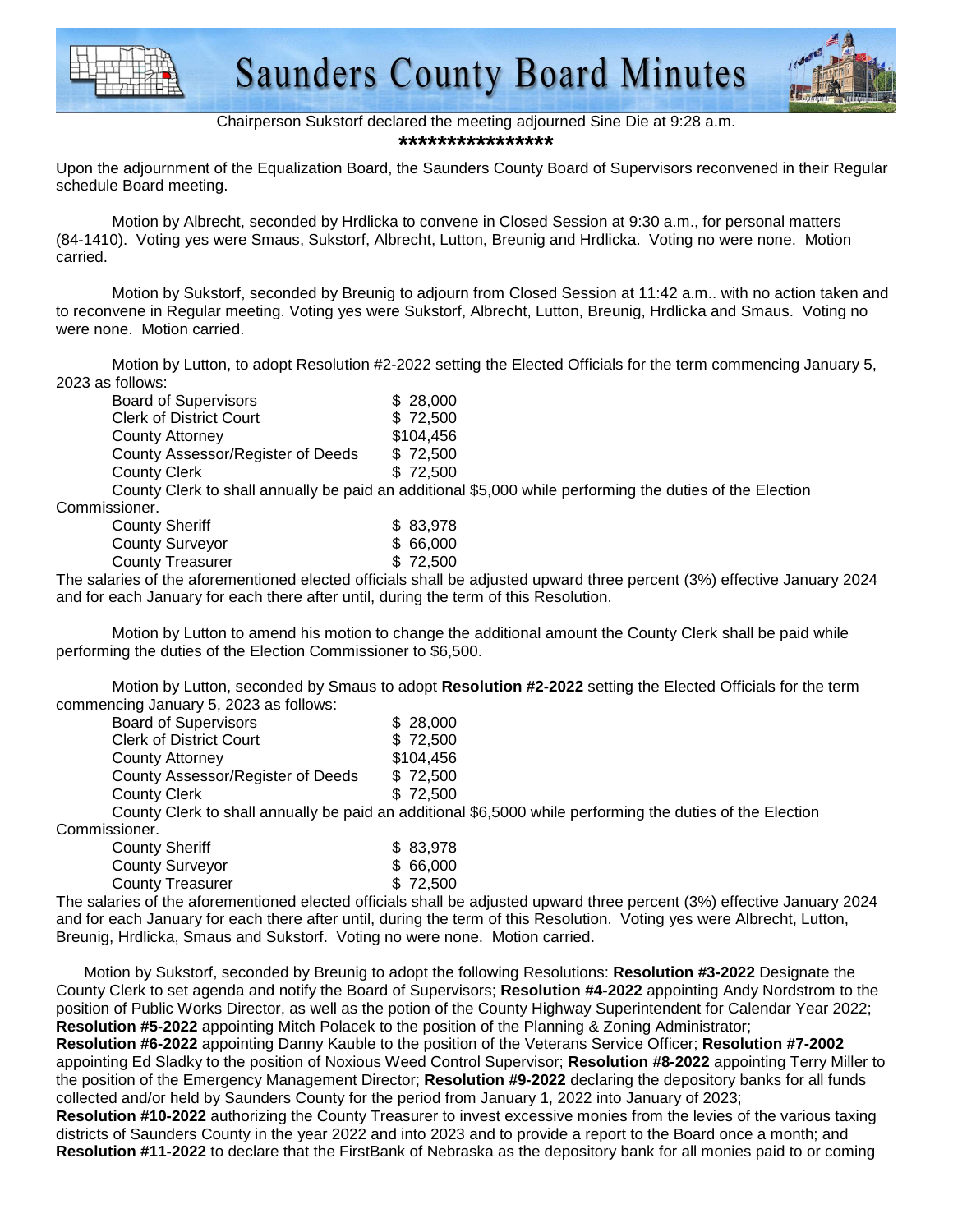Chairperson Sukstorf declared the meeting adjourned Sine Die at 9:28 a.m.

****************

Upon the adjournment of the Equalization Board, the Saunders County Board of Supervisors reconvened in their Regular schedule Board meeting.

Motion by Albrecht, seconded by Hrdlicka to convene in Closed Session at 9:30 a.m., for personal matters (84-1410). Voting yes were Smaus, Sukstorf, Albrecht, Lutton, Breunig and Hrdlicka. Voting no were none. Motion carried.

Motion by Sukstorf, seconded by Breunig to adjourn from Closed Session at 11:42 a.m.. with no action taken and to reconvene in Regular meeting. Voting yes were Sukstorf, Albrecht, Lutton, Breunig, Hrdlicka and Smaus. Voting no were none. Motion carried.

Motion by Lutton, to adopt Resolution #2-2022 setting the Elected Officials for the term commencing January 5, 2023 as follows:

| | |
|---|---|
| Board of Supervisors | $ 28,000 |
| Clerk of District Court | $ 72,500 |
| County Attorney | $104,456 |
| County Assessor/Register of Deeds | $ 72,500 |
| County Clerk | $ 72,500 |

County Clerk to shall annually be paid an additional $5,000 while performing the duties of the Election Commissioner.

| | |
|---|---|
| County Sheriff | $ 83,978 |
| County Surveyor | $ 66,000 |
| County Treasurer | $ 72,500 |

The salaries of the aforementioned elected officials shall be adjusted upward three percent (3%) effective January 2024 and for each January for each there after until, during the term of this Resolution.

Motion by Lutton to amend his motion to change the additional amount the County Clerk shall be paid while performing the duties of the Election Commissioner to $6,500.

Motion by Lutton, seconded by Smaus to adopt **Resolution #2-2022** setting the Elected Officials for the term commencing January 5, 2023 as follows:

| | |
|---|---|
| Board of Supervisors | $ 28,000 |
| Clerk of District Court | $ 72,500 |
| County Attorney | $104,456 |
| County Assessor/Register of Deeds | $ 72,500 |
| County Clerk | $ 72,500 |

County Clerk to shall annually be paid an additional $6,5000 while performing the duties of the Election Commissioner.

| | |
|---|---|
| County Sheriff | $ 83,978 |
| County Surveyor | $ 66,000 |
| County Treasurer | $ 72,500 |

The salaries of the aforementioned elected officials shall be adjusted upward three percent (3%) effective January 2024 and for each January for each there after until, during the term of this Resolution. Voting yes were Albrecht, Lutton, Breunig, Hrdlicka, Smaus and Sukstorf. Voting no were none. Motion carried.

Motion by Sukstorf, seconded by Breunig to adopt the following Resolutions: **Resolution #3-2022** Designate the County Clerk to set agenda and notify the Board of Supervisors; **Resolution #4-2022** appointing Andy Nordstrom to the position of Public Works Director, as well as the potion of the County Highway Superintendent for Calendar Year 2022; **Resolution #5-2022** appointing Mitch Polacek to the position of the Planning & Zoning Administrator; **Resolution #6-2022** appointing Danny Kauble to the position of the Veterans Service Officer; **Resolution #7-2002** appointing Ed Sladky to the position of Noxious Weed Control Supervisor; **Resolution #8-2022** appointing Terry Miller to the position of the Emergency Management Director; **Resolution #9-2022** declaring the depository banks for all funds collected and/or held by Saunders County for the period from January 1, 2022 into January of 2023; **Resolution #10-2022** authorizing the County Treasurer to invest excessive monies from the levies of the various taxing districts of Saunders County in the year 2022 and into 2023 and to provide a report to the Board once a month; and **Resolution #11-2022** to declare that the FirstBank of Nebraska as the depository bank for all monies paid to or coming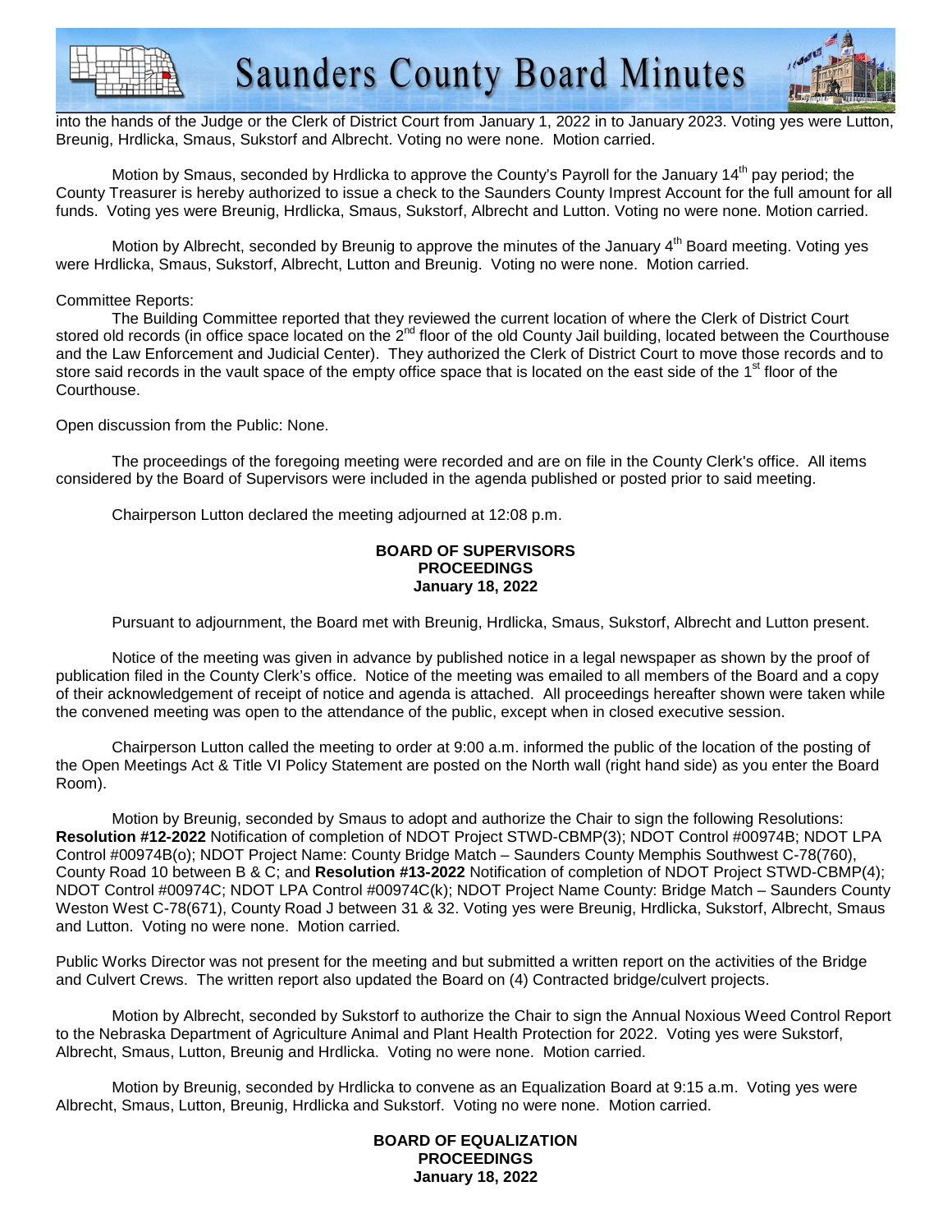into the hands of the Judge or the Clerk of District Court from January 1, 2022 in to January 2023. Voting yes were Lutton, Breunig, Hrdlicka, Smaus, Sukstorf and Albrecht. Voting no were none. Motion carried.

Motion by Smaus, seconded by Hrdlicka to approve the County's Payroll for the January 14th pay period; the County Treasurer is hereby authorized to issue a check to the Saunders County Imprest Account for the full amount for all funds. Voting yes were Breunig, Hrdlicka, Smaus, Sukstorf, Albrecht and Lutton. Voting no were none. Motion carried.

Motion by Albrecht, seconded by Breunig to approve the minutes of the January 4th Board meeting. Voting yes were Hrdlicka, Smaus, Sukstorf, Albrecht, Lutton and Breunig. Voting no were none. Motion carried.

Committee Reports:

The Building Committee reported that they reviewed the current location of where the Clerk of District Court stored old records (in office space located on the 2nd floor of the old County Jail building, located between the Courthouse and the Law Enforcement and Judicial Center). They authorized the Clerk of District Court to move those records and to store said records in the vault space of the empty office space that is located on the east side of the 1st floor of the Courthouse.

Open discussion from the Public: None.

The proceedings of the foregoing meeting were recorded and are on file in the County Clerk's office. All items considered by the Board of Supervisors were included in the agenda published or posted prior to said meeting.

Chairperson Lutton declared the meeting adjourned at 12:08 p.m.

**BOARD OF SUPERVISORS**
**PROCEEDINGS**
**January 18, 2022**

Pursuant to adjournment, the Board met with Breunig, Hrdlicka, Smaus, Sukstorf, Albrecht and Lutton present.

Notice of the meeting was given in advance by published notice in a legal newspaper as shown by the proof of publication filed in the County Clerk's office. Notice of the meeting was emailed to all members of the Board and a copy of their acknowledgement of receipt of notice and agenda is attached. All proceedings hereafter shown were taken while the convened meeting was open to the attendance of the public, except when in closed executive session.

Chairperson Lutton called the meeting to order at 9:00 a.m. informed the public of the location of the posting of the Open Meetings Act & Title VI Policy Statement are posted on the North wall (right hand side) as you enter the Board Room).

Motion by Breunig, seconded by Smaus to adopt and authorize the Chair to sign the following Resolutions: **Resolution #12-2022** Notification of completion of NDOT Project STWD-CBMP(3); NDOT Control #00974B; NDOT LPA Control #00974B(o); NDOT Project Name: County Bridge Match – Saunders County Memphis Southwest C-78(760), County Road 10 between B & C; and **Resolution #13-2022** Notification of completion of NDOT Project STWD-CBMP(4); NDOT Control #00974C; NDOT LPA Control #00974C(k); NDOT Project Name County: Bridge Match – Saunders County Weston West C-78(671), County Road J between 31 & 32. Voting yes were Breunig, Hrdlicka, Sukstorf, Albrecht, Smaus and Lutton. Voting no were none. Motion carried.

Public Works Director was not present for the meeting and but submitted a written report on the activities of the Bridge and Culvert Crews. The written report also updated the Board on (4) Contracted bridge/culvert projects.

Motion by Albrecht, seconded by Sukstorf to authorize the Chair to sign the Annual Noxious Weed Control Report to the Nebraska Department of Agriculture Animal and Plant Health Protection for 2022. Voting yes were Sukstorf, Albrecht, Smaus, Lutton, Breunig and Hrdlicka. Voting no were none. Motion carried.

Motion by Breunig, seconded by Hrdlicka to convene as an Equalization Board at 9:15 a.m. Voting yes were Albrecht, Smaus, Lutton, Breunig, Hrdlicka and Sukstorf. Voting no were none. Motion carried.

**BOARD OF EQUALIZATION**
**PROCEEDINGS**
**January 18, 2022**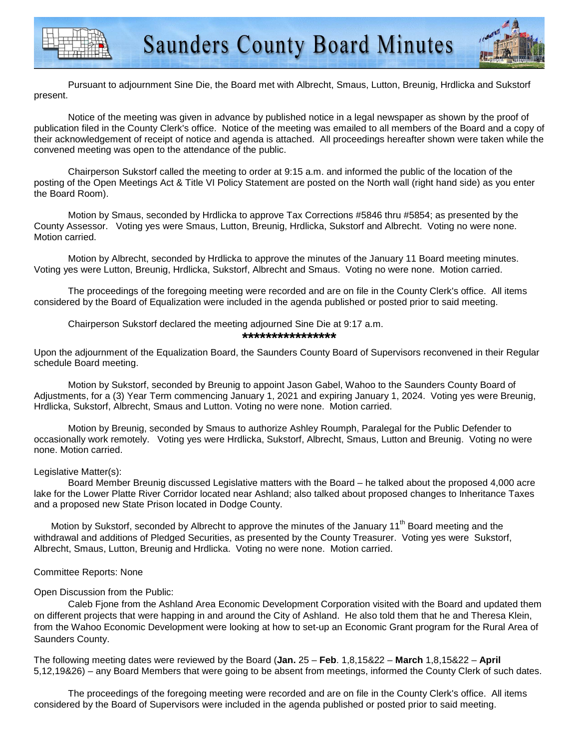# Saunders County Board Minutes

Pursuant to adjournment Sine Die, the Board met with Albrecht, Smaus, Lutton, Breunig, Hrdlicka and Sukstorf present.

Notice of the meeting was given in advance by published notice in a legal newspaper as shown by the proof of publication filed in the County Clerk's office. Notice of the meeting was emailed to all members of the Board and a copy of their acknowledgement of receipt of notice and agenda is attached. All proceedings hereafter shown were taken while the convened meeting was open to the attendance of the public.

Chairperson Sukstorf called the meeting to order at 9:15 a.m. and informed the public of the location of the posting of the Open Meetings Act & Title VI Policy Statement are posted on the North wall (right hand side) as you enter the Board Room).

Motion by Smaus, seconded by Hrdlicka to approve Tax Corrections #5846 thru #5854; as presented by the County Assessor. Voting yes were Smaus, Lutton, Breunig, Hrdlicka, Sukstorf and Albrecht. Voting no were none. Motion carried.

Motion by Albrecht, seconded by Hrdlicka to approve the minutes of the January 11 Board meeting minutes. Voting yes were Lutton, Breunig, Hrdlicka, Sukstorf, Albrecht and Smaus. Voting no were none. Motion carried.

The proceedings of the foregoing meeting were recorded and are on file in the County Clerk's office. All items considered by the Board of Equalization were included in the agenda published or posted prior to said meeting.

Chairperson Sukstorf declared the meeting adjourned Sine Die at 9:17 a.m.

****************

Upon the adjournment of the Equalization Board, the Saunders County Board of Supervisors reconvened in their Regular schedule Board meeting.

Motion by Sukstorf, seconded by Breunig to appoint Jason Gabel, Wahoo to the Saunders County Board of Adjustments, for a (3) Year Term commencing January 1, 2021 and expiring January 1, 2024. Voting yes were Breunig, Hrdlicka, Sukstorf, Albrecht, Smaus and Lutton. Voting no were none. Motion carried.

Motion by Breunig, seconded by Smaus to authorize Ashley Roumph, Paralegal for the Public Defender to occasionally work remotely. Voting yes were Hrdlicka, Sukstorf, Albrecht, Smaus, Lutton and Breunig. Voting no were none. Motion carried.

Legislative Matter(s):

Board Member Breunig discussed Legislative matters with the Board – he talked about the proposed 4,000 acre lake for the Lower Platte River Corridor located near Ashland; also talked about proposed changes to Inheritance Taxes and a proposed new State Prison located in Dodge County.

Motion by Sukstorf, seconded by Albrecht to approve the minutes of the January 11th Board meeting and the withdrawal and additions of Pledged Securities, as presented by the County Treasurer. Voting yes were Sukstorf, Albrecht, Smaus, Lutton, Breunig and Hrdlicka. Voting no were none. Motion carried.

Committee Reports: None

Open Discussion from the Public:

Caleb Fjone from the Ashland Area Economic Development Corporation visited with the Board and updated them on different projects that were happing in and around the City of Ashland. He also told them that he and Theresa Klein, from the Wahoo Economic Development were looking at how to set-up an Economic Grant program for the Rural Area of Saunders County.

The following meeting dates were reviewed by the Board (**Jan.** 25 – **Feb**. 1,8,15&22 – **March** 1,8,15&22 – **April** 5,12,19&26) – any Board Members that were going to be absent from meetings, informed the County Clerk of such dates.

The proceedings of the foregoing meeting were recorded and are on file in the County Clerk's office. All items considered by the Board of Supervisors were included in the agenda published or posted prior to said meeting.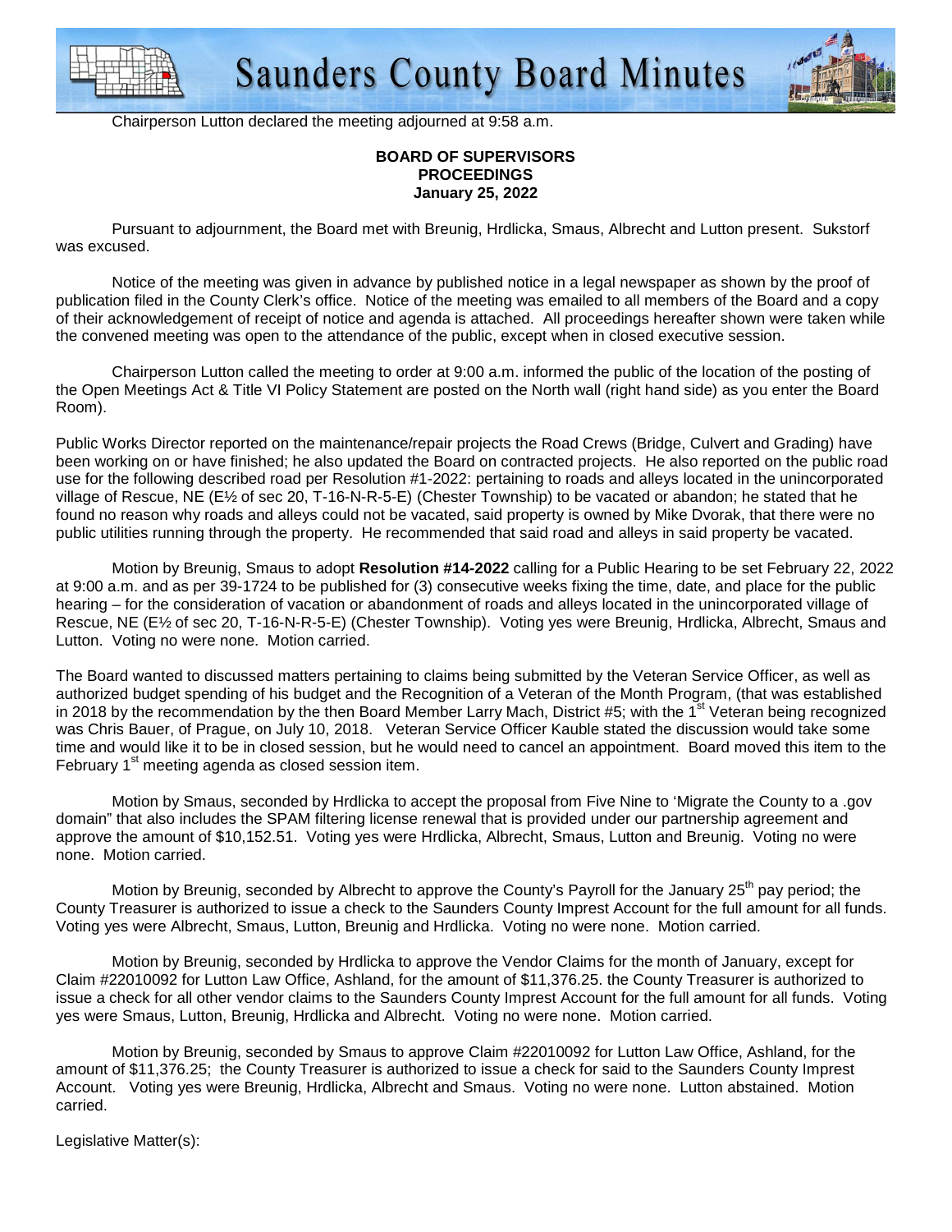Chairperson Lutton declared the meeting adjourned at 9:58 a.m.

**BOARD OF SUPERVISORS**
**PROCEEDINGS**
**January 25, 2022**

Pursuant to adjournment, the Board met with Breunig, Hrdlicka, Smaus, Albrecht and Lutton present. Sukstorf was excused.

Notice of the meeting was given in advance by published notice in a legal newspaper as shown by the proof of publication filed in the County Clerk's office. Notice of the meeting was emailed to all members of the Board and a copy of their acknowledgement of receipt of notice and agenda is attached. All proceedings hereafter shown were taken while the convened meeting was open to the attendance of the public, except when in closed executive session.

Chairperson Lutton called the meeting to order at 9:00 a.m. informed the public of the location of the posting of the Open Meetings Act & Title VI Policy Statement are posted on the North wall (right hand side) as you enter the Board Room).

Public Works Director reported on the maintenance/repair projects the Road Crews (Bridge, Culvert and Grading) have been working on or have finished; he also updated the Board on contracted projects. He also reported on the public road use for the following described road per Resolution #1-2022: pertaining to roads and alleys located in the unincorporated village of Rescue, NE (E½ of sec 20, T-16-N-R-5-E) (Chester Township) to be vacated or abandon; he stated that he found no reason why roads and alleys could not be vacated, said property is owned by Mike Dvorak, that there were no public utilities running through the property. He recommended that said road and alleys in said property be vacated.

Motion by Breunig, Smaus to adopt **Resolution #14-2022** calling for a Public Hearing to be set February 22, 2022 at 9:00 a.m. and as per 39-1724 to be published for (3) consecutive weeks fixing the time, date, and place for the public hearing – for the consideration of vacation or abandonment of roads and alleys located in the unincorporated village of Rescue, NE (E½ of sec 20, T-16-N-R-5-E) (Chester Township). Voting yes were Breunig, Hrdlicka, Albrecht, Smaus and Lutton. Voting no were none. Motion carried.

The Board wanted to discussed matters pertaining to claims being submitted by the Veteran Service Officer, as well as authorized budget spending of his budget and the Recognition of a Veteran of the Month Program, (that was established in 2018 by the recommendation by the then Board Member Larry Mach, District #5; with the 1st Veteran being recognized was Chris Bauer, of Prague, on July 10, 2018. Veteran Service Officer Kauble stated the discussion would take some time and would like it to be in closed session, but he would need to cancel an appointment. Board moved this item to the February 1st meeting agenda as closed session item.

Motion by Smaus, seconded by Hrdlicka to accept the proposal from Five Nine to 'Migrate the County to a .gov domain" that also includes the SPAM filtering license renewal that is provided under our partnership agreement and approve the amount of $10,152.51. Voting yes were Hrdlicka, Albrecht, Smaus, Lutton and Breunig. Voting no were none. Motion carried.

Motion by Breunig, seconded by Albrecht to approve the County's Payroll for the January 25th pay period; the County Treasurer is authorized to issue a check to the Saunders County Imprest Account for the full amount for all funds. Voting yes were Albrecht, Smaus, Lutton, Breunig and Hrdlicka. Voting no were none. Motion carried.

Motion by Breunig, seconded by Hrdlicka to approve the Vendor Claims for the month of January, except for Claim #22010092 for Lutton Law Office, Ashland, for the amount of $11,376.25. the County Treasurer is authorized to issue a check for all other vendor claims to the Saunders County Imprest Account for the full amount for all funds. Voting yes were Smaus, Lutton, Breunig, Hrdlicka and Albrecht. Voting no were none. Motion carried.

Motion by Breunig, seconded by Smaus to approve Claim #22010092 for Lutton Law Office, Ashland, for the amount of $11,376.25; the County Treasurer is authorized to issue a check for said to the Saunders County Imprest Account. Voting yes were Breunig, Hrdlicka, Albrecht and Smaus. Voting no were none. Lutton abstained. Motion carried.

Legislative Matter(s):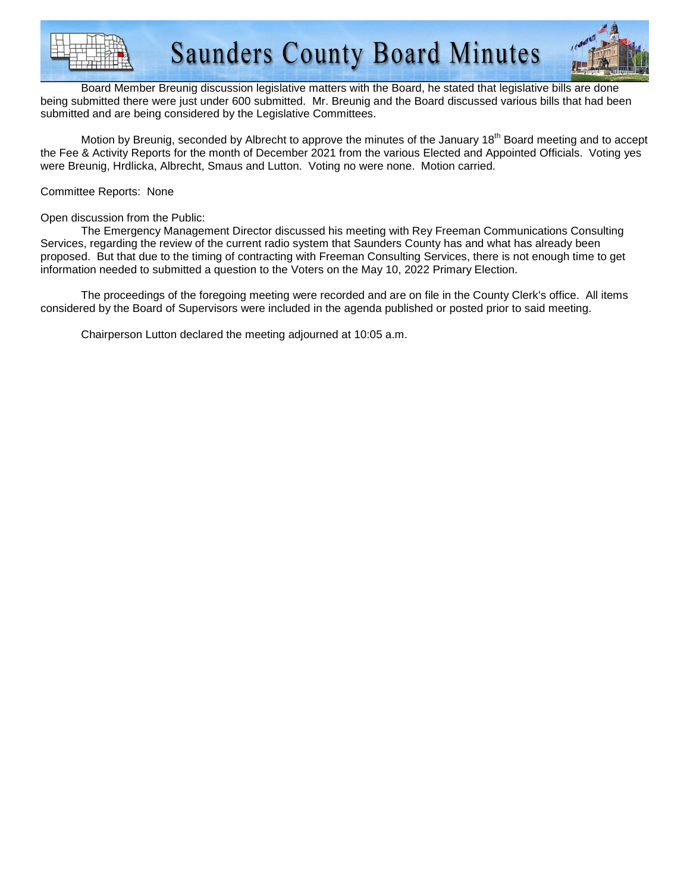Board Member Breunig discussion legislative matters with the Board, he stated that legislative bills are done being submitted there were just under 600 submitted. Mr. Breunig and the Board discussed various bills that had been submitted and are being considered by the Legislative Committees.

Motion by Breunig, seconded by Albrecht to approve the minutes of the January 18th Board meeting and to accept the Fee & Activity Reports for the month of December 2021 from the various Elected and Appointed Officials. Voting yes were Breunig, Hrdlicka, Albrecht, Smaus and Lutton. Voting no were none. Motion carried.

Committee Reports: None

Open discussion from the Public:

The Emergency Management Director discussed his meeting with Rey Freeman Communications Consulting Services, regarding the review of the current radio system that Saunders County has and what has already been proposed. But that due to the timing of contracting with Freeman Consulting Services, there is not enough time to get information needed to submitted a question to the Voters on the May 10, 2022 Primary Election.

The proceedings of the foregoing meeting were recorded and are on file in the County Clerk's office. All items considered by the Board of Supervisors were included in the agenda published or posted prior to said meeting.

Chairperson Lutton declared the meeting adjourned at 10:05 a.m.